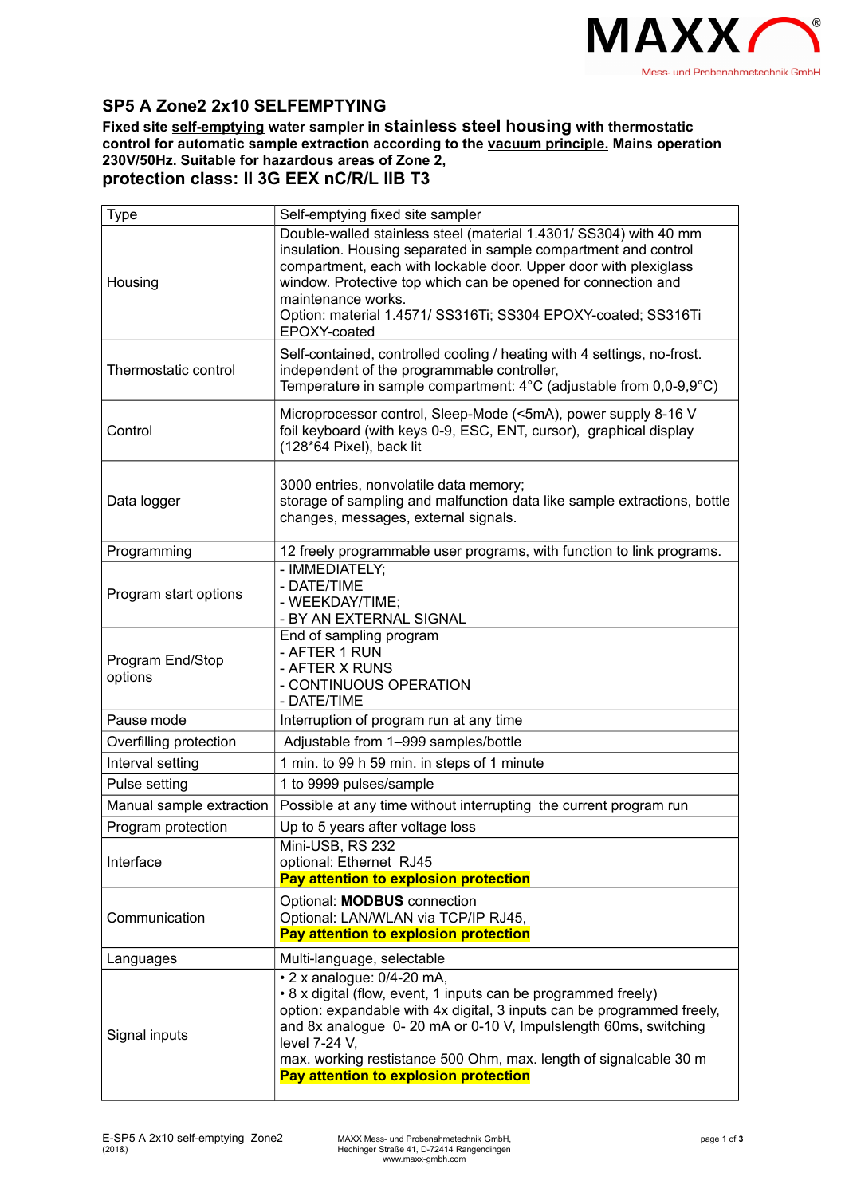# SP5 A Zone2 2x10 SELFEMPTYING

**Fixed site self-emptying water sampler in stainless steel housing with thermostatic control for automatic sample extraction according to the vacuum principle. Mains operation 230V/50Hz. Suitable for hazardous areas of Zone 2,**
**protection class: II 3G EEX nC/R/L IIB T3**

| | |
|---|---|
| Type | Self-emptying fixed site sampler |
| Housing | Double-walled stainless steel (material 1.4301/ SS304) with 40 mm insulation. Housing separated in sample compartment and control compartment, each with lockable door. Upper door with plexiglass window. Protective top which can be opened for connection and maintenance works.<br>Option: material 1.4571/ SS316Ti; SS304 EPOXY-coated; SS316Ti EPOXY-coated |
| Thermostatic control | Self-contained, controlled cooling / heating with 4 settings, no-frost. independent of the programmable controller,<br>Temperature in sample compartment: 4°C (adjustable from 0,0-9,9°C) |
| Control | Microprocessor control, Sleep-Mode (<5mA), power supply 8-16 V foil keyboard (with keys 0-9, ESC, ENT, cursor), graphical display (128*64 Pixel), back lit |
| Data logger | 3000 entries, nonvolatile data memory;<br>storage of sampling and malfunction data like sample extractions, bottle changes, messages, external signals. |
| Programming | 12 freely programmable user programs, with function to link programs. |
| Program start options | - IMMEDIATELY;<br>- DATE/TIME<br>- WEEKDAY/TIME;<br>- BY AN EXTERNAL SIGNAL |
| Program End/Stop options | End of sampling program<br>- AFTER 1 RUN<br>- AFTER X RUNS<br>- CONTINUOUS OPERATION<br>- DATE/TIME |
| Pause mode | Interruption of program run at any time |
| Overfilling protection | Adjustable from 1–999 samples/bottle |
| Interval setting | 1 min. to 99 h 59 min. in steps of 1 minute |
| Pulse setting | 1 to 9999 pulses/sample |
| Manual sample extraction | Possible at any time without interrupting the current program run |
| Program protection | Up to 5 years after voltage loss |
| Interface | Mini-USB, RS 232<br>optional: Ethernet RJ45<br>**Pay attention to explosion protection** |
| Communication | Optional: **MODBUS** connection<br>Optional: LAN/WLAN via TCP/IP RJ45,<br>**Pay attention to explosion protection** |
| Languages | Multi-language, selectable |
| Signal inputs | • 2 x analogue: 0/4-20 mA,<br>• 8 x digital (flow, event, 1 inputs can be programmed freely)<br>option: expandable with 4x digital, 3 inputs can be programmed freely, and 8x analogue 0- 20 mA or 0-10 V, Impulslength 60ms, switching level 7-24 V,<br>max. working restistance 500 Ohm, max. length of signalcable 30 m<br>**Pay attention to explosion protection** |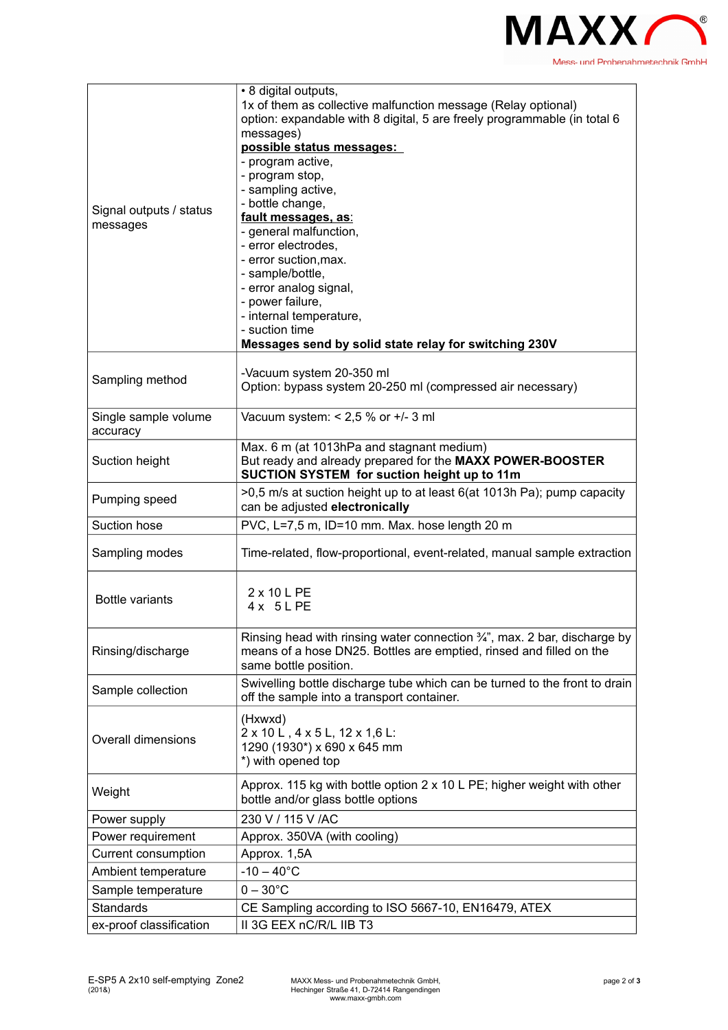| | |
|---|---|
| Signal outputs / status messages | • 8 digital outputs,<br>1x of them as collective malfunction message (Relay optional)<br>option: expandable with 8 digital, 5 are freely programmable (in total 6 messages)<br>**possible status messages:**<br>- program active,<br>- program stop,<br>- sampling active,<br>- bottle change,<br>**fault messages, as**:<br>- general malfunction,<br>- error electrodes,<br>- error suction,max.<br>- sample/bottle,<br>- error analog signal,<br>- power failure,<br>- internal temperature,<br>- suction time<br>**Messages send by solid state relay for switching 230V** |
| Sampling method | -Vacuum system 20-350 ml<br>Option: bypass system 20-250 ml (compressed air necessary) |
| Single sample volume accuracy | Vacuum system: < 2,5 % or +/- 3 ml |
| Suction height | Max. 6 m (at 1013hPa and stagnant medium)<br>But ready and already prepared for the **MAXX POWER-BOOSTER SUCTION SYSTEM for suction height up to 11m** |
| Pumping speed | >0,5 m/s at suction height up to at least 6(at 1013h Pa); pump capacity can be adjusted **electronically** |
| Suction hose | PVC, L=7,5 m, ID=10 mm. Max. hose length 20 m |
| Sampling modes | Time-related, flow-proportional, event-related, manual sample extraction |
| Bottle variants | 2 x 10 L PE<br>4 x 5 L PE |
| Rinsing/discharge | Rinsing head with rinsing water connection ¾", max. 2 bar, discharge by means of a hose DN25. Bottles are emptied, rinsed and filled on the same bottle position. |
| Sample collection | Swivelling bottle discharge tube which can be turned to the front to drain off the sample into a transport container. |
| Overall dimensions | (Hxwxd)<br>2 x 10 L , 4 x 5 L, 12 x 1,6 L:<br>1290 (1930*) x 690 x 645 mm<br>*) with opened top |
| Weight | Approx. 115 kg with bottle option 2 x 10 L PE; higher weight with other bottle and/or glass bottle options |
| Power supply | 230 V / 115 V /AC |
| Power requirement | Approx. 350VA (with cooling) |
| Current consumption | Approx. 1,5A |
| Ambient temperature | -10 – 40°C |
| Sample temperature | 0 – 30°C |
| Standards | CE Sampling according to ISO 5667-10, EN16479, ATEX |
| ex-proof classification | II 3G EEX nC/R/L IIB T3 |

E-SP5 A 2x10 self-emptying Zone2
(2018)

MAXX Mess- und Probenahmetechnik GmbH,
Hechinger Straße 41, D-72414 Rangendingen
www.maxx-gmbh.com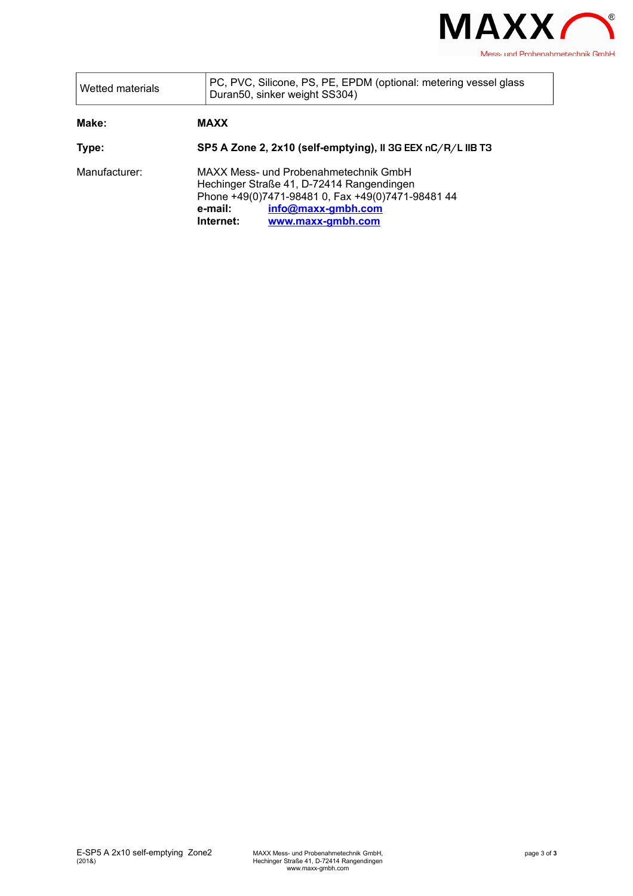| | |
|---|---|
| Wetted materials | PC, PVC, Silicone, PS, PE, EPDM (optional: metering vessel glass Duran50, sinker weight SS304) |

**Make:** **MAXX**

**Type:** **SP5 A Zone 2, 2x10 (self-emptying), II 3G EEX nC/R/L IIB T3**

Manufacturer:
MAXX Mess- und Probenahmetechnik GmbH
Hechinger Straße 41, D-72414 Rangendingen
Phone +49(0)7471-98481 0, Fax +49(0)7471-98481 44
**e-mail:** **info@maxx-gmbh.com**
**Internet:** **www.maxx-gmbh.com**